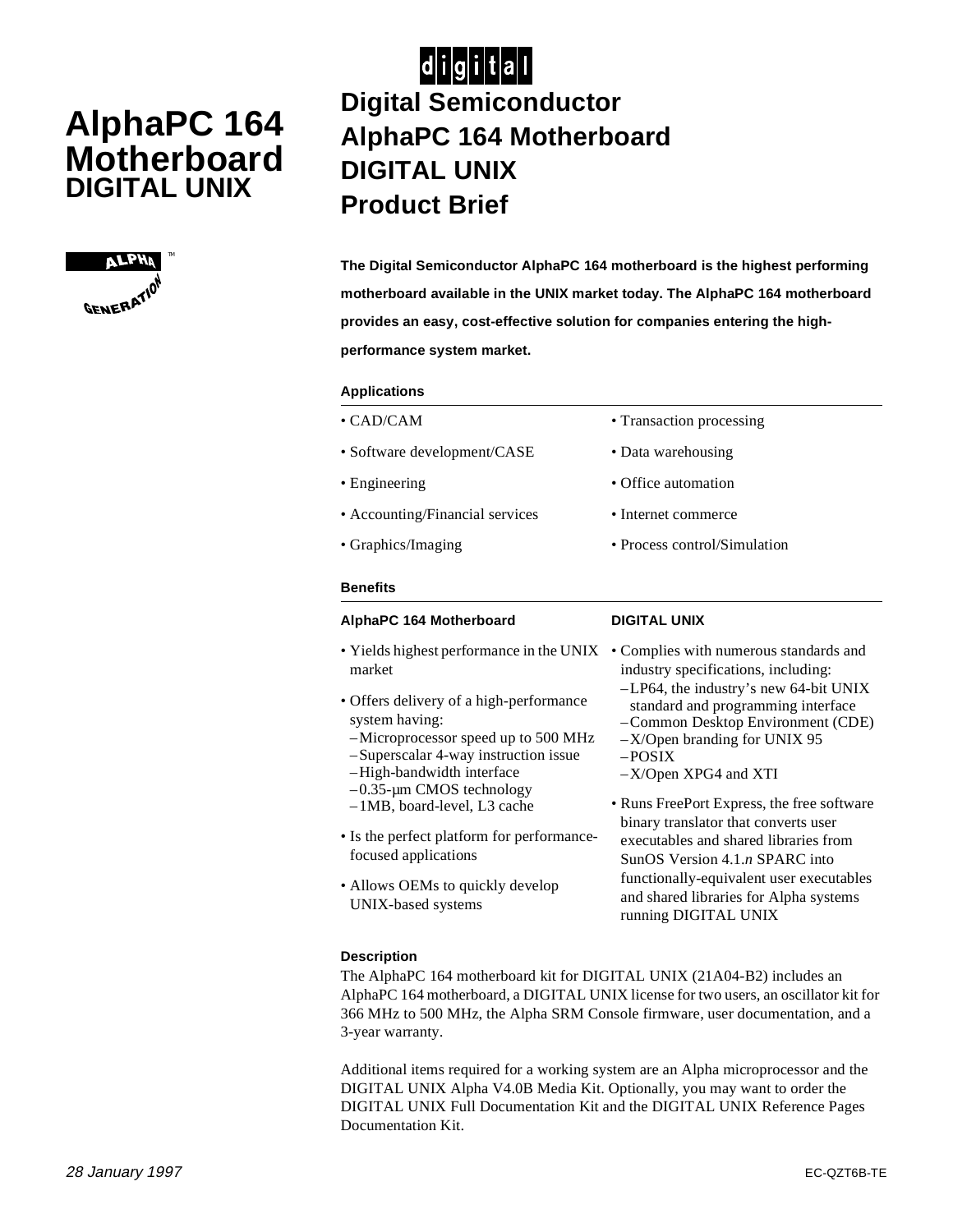digital

# AlphaPC 164 Motherboard DIGITAL UNIX

ALPHA GENERATION™

# Digital Semiconductor AlphaPC 164 Motherboard DIGITAL UNIX Product Brief

**The Digital Semiconductor AlphaPC 164 motherboard is the highest performing motherboard available in the UNIX market today. The AlphaPC 164 motherboard provides an easy, cost-effective solution for companies entering the high-performance system market.**

### Applications

- CAD/CAM
- Software development/CASE
- Engineering
- Accounting/Financial services
- Graphics/Imaging
- Transaction processing
- Data warehousing
- Office automation
- Internet commerce
- Process control/Simulation

### Benefits

#### AlphaPC 164 Motherboard

- Yields highest performance in the UNIX market
- Offers delivery of a high-performance system having:
  - Microprocessor speed up to 500 MHz
  - Superscalar 4-way instruction issue
  - High-bandwidth interface
  - 0.35-µm CMOS technology
  - 1MB, board-level, L3 cache
- Is the perfect platform for performance-focused applications
- Allows OEMs to quickly develop UNIX-based systems

#### DIGITAL UNIX

- Complies with numerous standards and industry specifications, including:
  - LP64, the industry's new 64-bit UNIX standard and programming interface
  - Common Desktop Environment (CDE)
  - X/Open branding for UNIX 95
  - POSIX
  - X/Open XPG4 and XTI
- Runs FreePort Express, the free software binary translator that converts user executables and shared libraries from SunOS Version 4.1.*n* SPARC into functionally-equivalent user executables and shared libraries for Alpha systems running DIGITAL UNIX

### Description

The AlphaPC 164 motherboard kit for DIGITAL UNIX (21A04-B2) includes an AlphaPC 164 motherboard, a DIGITAL UNIX license for two users, an oscillator kit for 366 MHz to 500 MHz, the Alpha SRM Console firmware, user documentation, and a 3-year warranty.

Additional items required for a working system are an Alpha microprocessor and the DIGITAL UNIX Alpha V4.0B Media Kit. Optionally, you may want to order the DIGITAL UNIX Full Documentation Kit and the DIGITAL UNIX Reference Pages Documentation Kit.

*28 January 1997*

EC-QZT6B-TE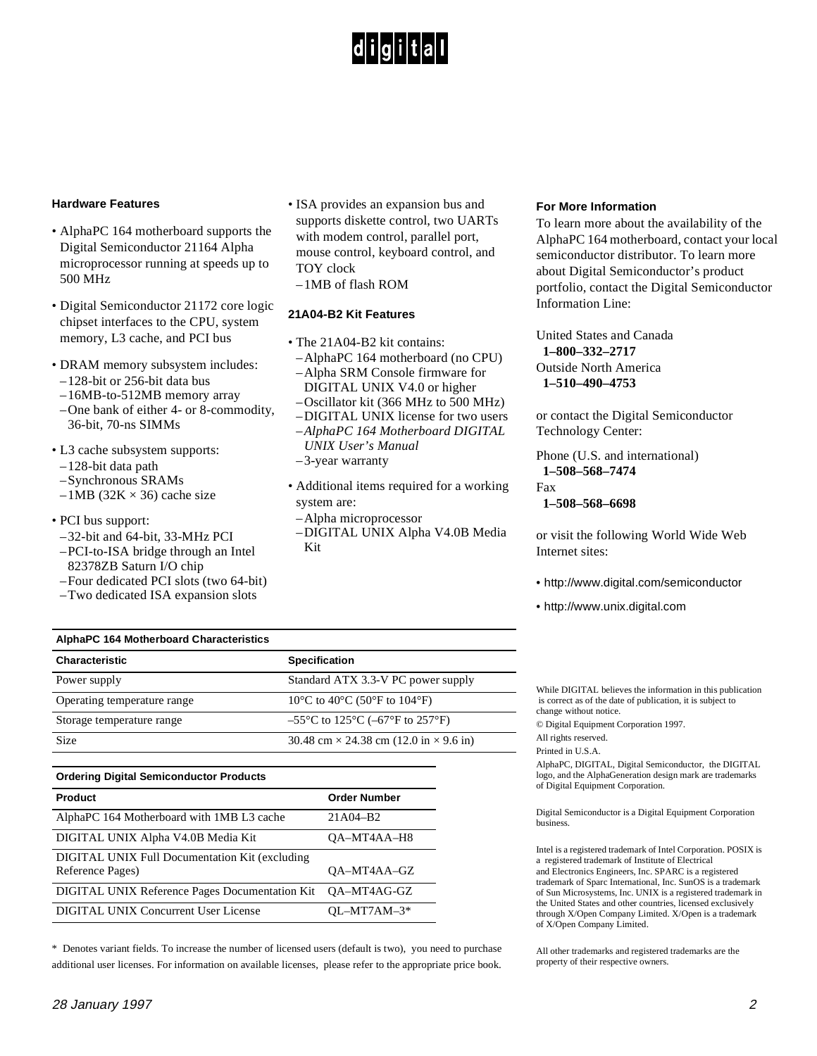### Hardware Features

- AlphaPC 164 motherboard supports the Digital Semiconductor 21164 Alpha microprocessor running at speeds up to 500 MHz
- Digital Semiconductor 21172 core logic chipset interfaces to the CPU, system memory, L3 cache, and PCI bus
- DRAM memory subsystem includes:
  - 128-bit or 256-bit data bus
  - 16MB-to-512MB memory array
  - One bank of either 4- or 8-commodity, 36-bit, 70-ns SIMMs
- L3 cache subsystem supports:
  - 128-bit data path
  - Synchronous SRAMs
  - 1MB (32K × 36) cache size
- PCI bus support:
  - 32-bit and 64-bit, 33-MHz PCI
  - PCI-to-ISA bridge through an Intel 82378ZB Saturn I/O chip
  - Four dedicated PCI slots (two 64-bit)
  - Two dedicated ISA expansion slots
- ISA provides an expansion bus and supports diskette control, two UARTs with modem control, parallel port, mouse control, keyboard control, and TOY clock
  - 1MB of flash ROM

### 21A04-B2 Kit Features

- The 21A04-B2 kit contains:
  - AlphaPC 164 motherboard (no CPU)
  - Alpha SRM Console firmware for DIGITAL UNIX V4.0 or higher
  - Oscillator kit (366 MHz to 500 MHz)
  - DIGITAL UNIX license for two users
  - *AlphaPC 164 Motherboard DIGITAL UNIX User's Manual*
  - 3-year warranty
- Additional items required for a working system are:
  - Alpha microprocessor
  - DIGITAL UNIX Alpha V4.0B Media Kit

### For More Information

To learn more about the availability of the AlphaPC 164 motherboard, contact your local semiconductor distributor. To learn more about Digital Semiconductor's product portfolio, contact the Digital Semiconductor Information Line:

United States and Canada
**1–800–332–2717**
Outside North America
**1–510–490–4753**

or contact the Digital Semiconductor Technology Center:

Phone (U.S. and international)
**1–508–568–7474**
Fax
**1–508–568–6698**

or visit the following World Wide Web Internet sites:

- http://www.digital.com/semiconductor
- http://www.unix.digital.com

**AlphaPC 164 Motherboard Characteristics**

| Characteristic | Specification |
|---|---|
| Power supply | Standard ATX 3.3-V PC power supply |
| Operating temperature range | 10°C to 40°C (50°F to 104°F) |
| Storage temperature range | –55°C to 125°C (–67°F to 257°F) |
| Size | 30.48 cm × 24.38 cm (12.0 in × 9.6 in) |

**Ordering Digital Semiconductor Products**

| Product | Order Number |
|---|---|
| AlphaPC 164 Motherboard with 1MB L3 cache | 21A04–B2 |
| DIGITAL UNIX Alpha V4.0B Media Kit | QA–MT4AA–H8 |
| DIGITAL UNIX Full Documentation Kit (excluding Reference Pages) | QA–MT4AA–GZ |
| DIGITAL UNIX Reference Pages Documentation Kit | QA–MT4AG-GZ |
| DIGITAL UNIX Concurrent User License | QL–MT7AM–3* |

\* Denotes variant fields. To increase the number of licensed users (default is two), you need to purchase additional user licenses. For information on available licenses, please refer to the appropriate price book.

While DIGITAL believes the information in this publication is correct as of the date of publication, it is subject to change without notice.

© Digital Equipment Corporation 1997.

All rights reserved.

Printed in U.S.A.

AlphaPC, DIGITAL, Digital Semiconductor, the DIGITAL logo, and the AlphaGeneration design mark are trademarks of Digital Equipment Corporation.

Digital Semiconductor is a Digital Equipment Corporation business.

Intel is a registered trademark of Intel Corporation. POSIX is a registered trademark of Institute of Electrical and Electronics Engineers, Inc. SPARC is a registered trademark of Sparc International, Inc. SunOS is a trademark of Sun Microsystems, Inc. UNIX is a registered trademark in the United States and other countries, licensed exclusively through X/Open Company Limited. X/Open is a trademark of X/Open Company Limited.

All other trademarks and registered trademarks are the property of their respective owners.

28 January 1997